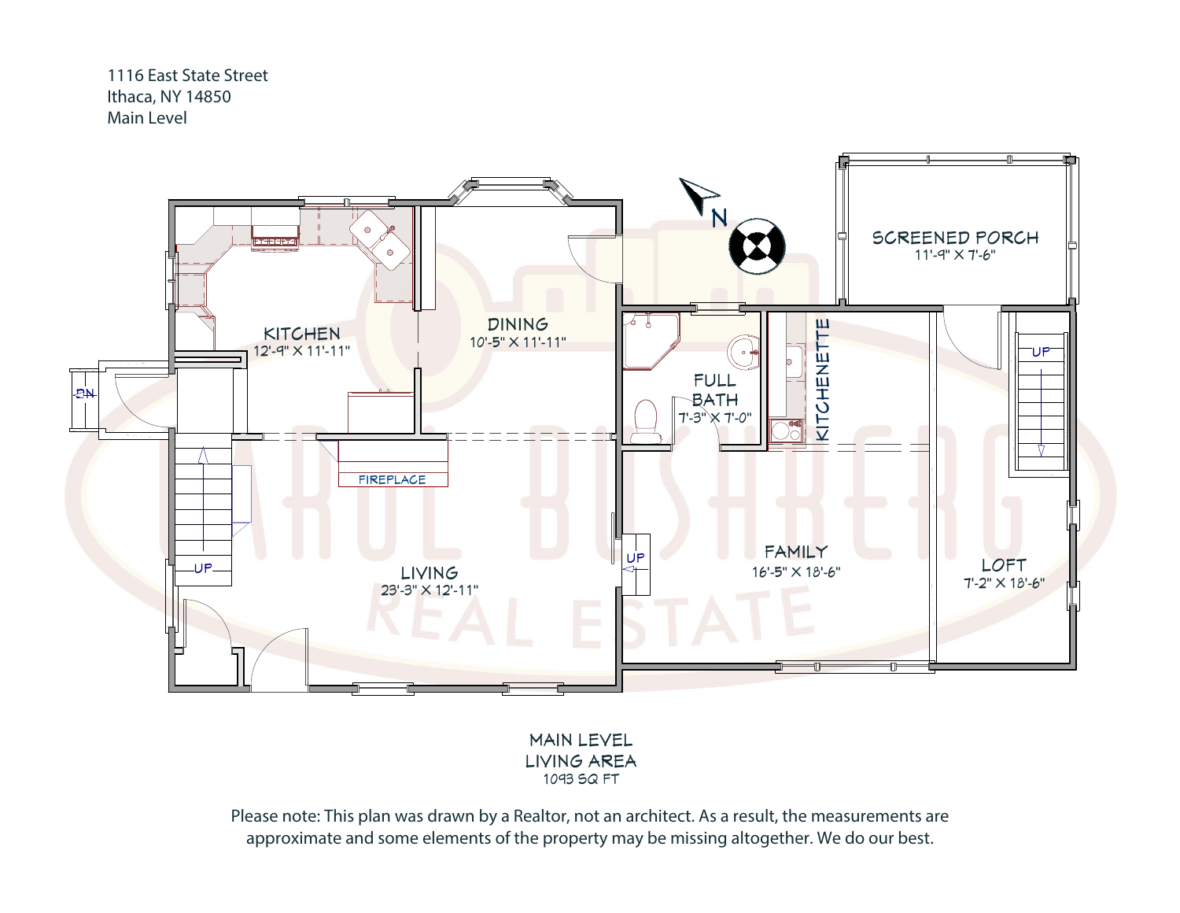1116 East State Street
Ithaca, NY 14850
Main Level

KITCHEN
12'-9" X 11'-11"

DINING
10'-5" X 11'-11"

FULL BATH
7'-3" X 7'-0"

KITCHENETTE

SCREENED PORCH
11'-9" X 7'-6"

FIREPLACE

LIVING
23'-3" X 12'-11"

FAMILY
16'-5" X 18'-6"

LOFT
7'-2" X 18'-6"

UP

UP

UP

DN

N

MAIN LEVEL
LIVING AREA
1093 SQ FT

Please note: This plan was drawn by a Realtor, not an architect. As a result, the measurements are approximate and some elements of the property may be missing altogether. We do our best.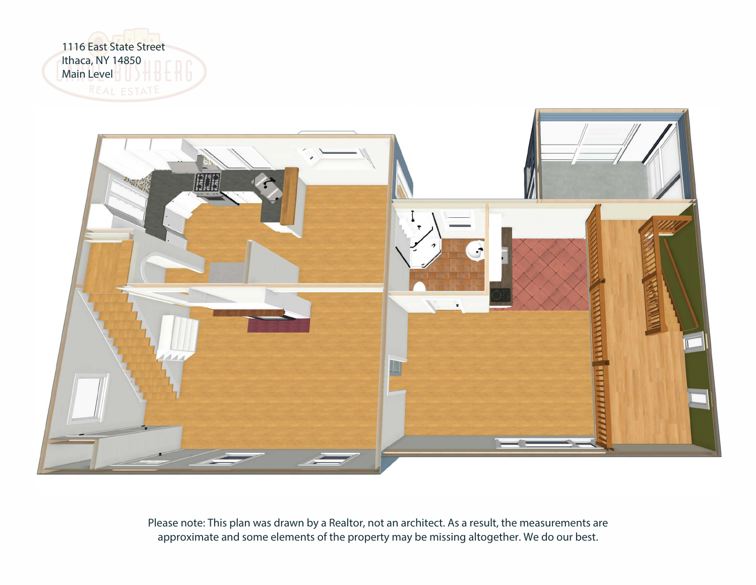1116 East State Street
Ithaca, NY 14850
Main Level

Please note: This plan was drawn by a Realtor, not an architect. As a result, the measurements are approximate and some elements of the property may be missing altogether. We do our best.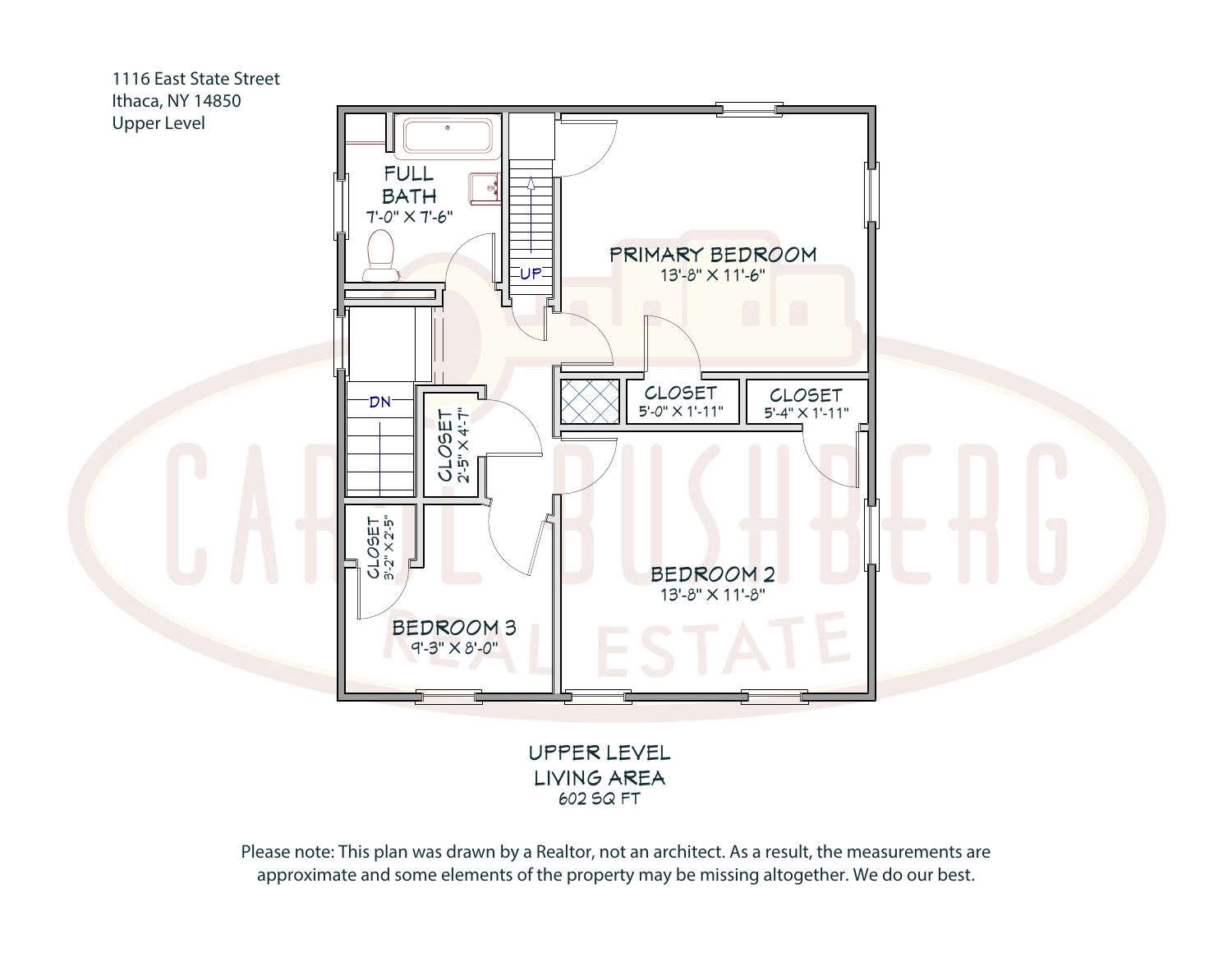1116 East State Street
Ithaca, NY 14850
Upper Level

FULL BATH
7'-0" X 7'-6"

UP

PRIMARY BEDROOM
13'-8" X 11'-6"

DN

CLOSET
2'-5" X 4'-7"

CLOSET
5'-0" X 1'-11"

CLOSET
5'-4" X 1'-11"

CLOSET
3'-2" X 2'-5"

BEDROOM 2
13'-8" X 11'-8"

BEDROOM 3
9'-3" X 8'-0"

UPPER LEVEL
LIVING AREA
602 SQ FT

Please note: This plan was drawn by a Realtor, not an architect. As a result, the measurements are approximate and some elements of the property may be missing altogether. We do our best.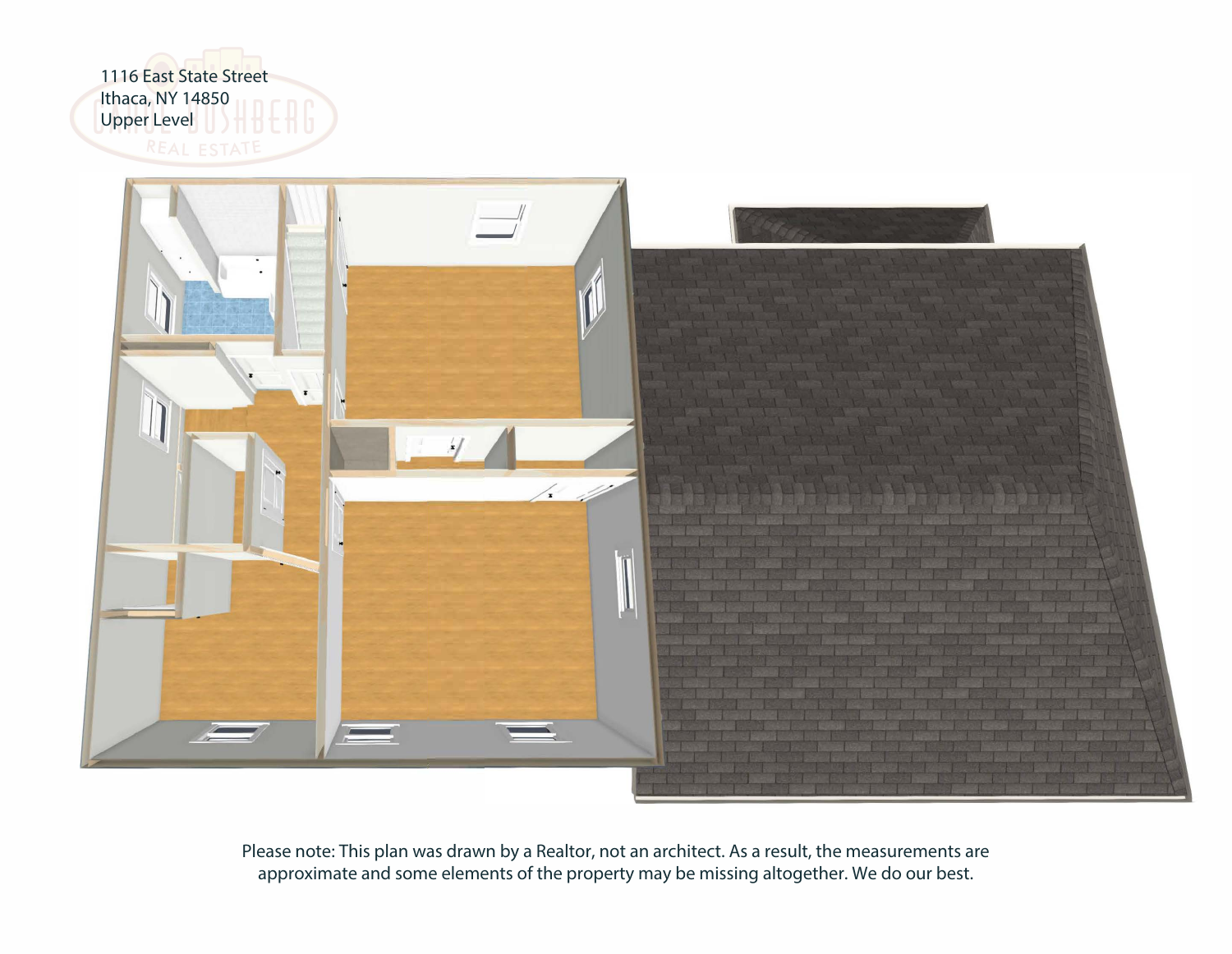1116 East State Street
Ithaca, NY 14850
Upper Level

Please note: This plan was drawn by a Realtor, not an architect. As a result, the measurements are approximate and some elements of the property may be missing altogether. We do our best.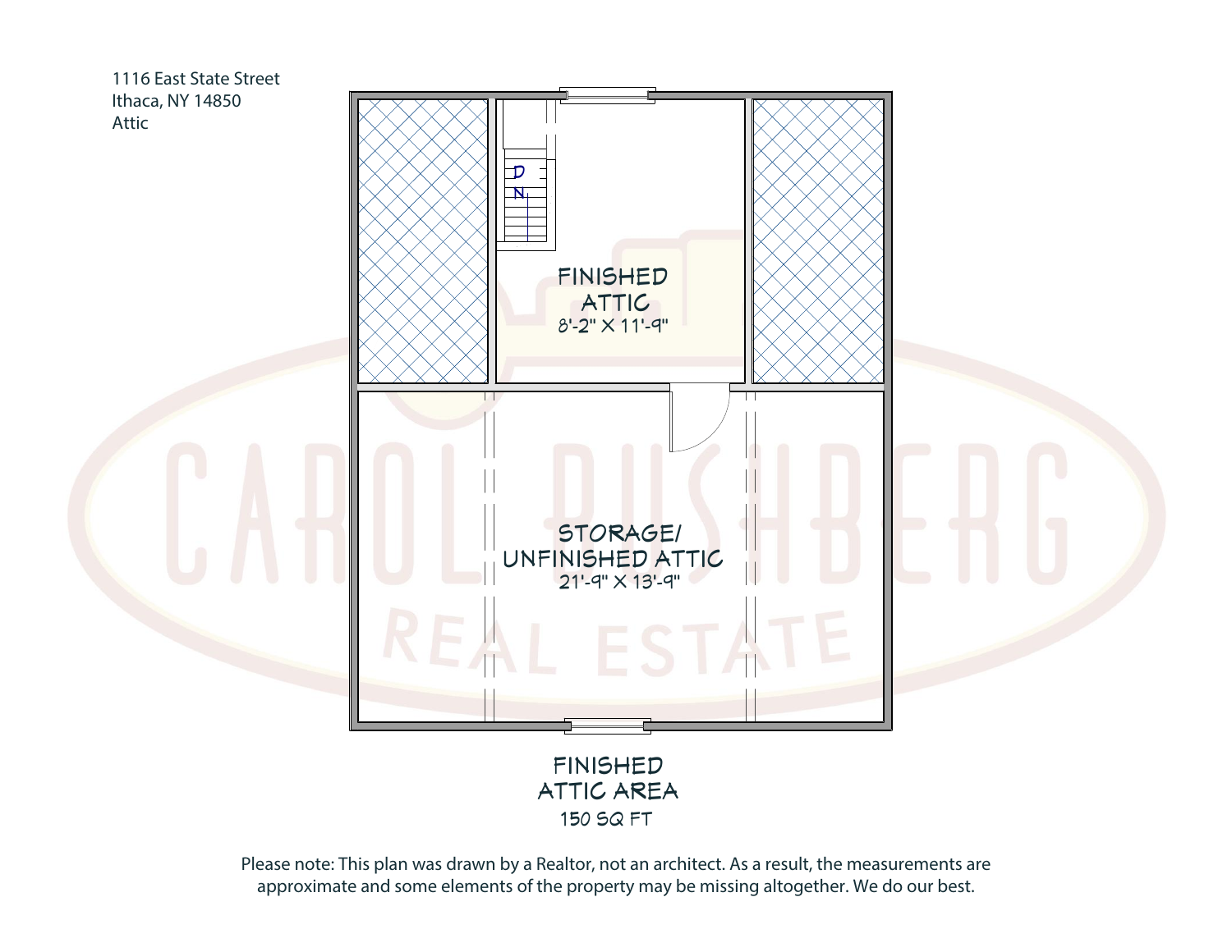1116 East State Street
Ithaca, NY 14850
Attic

FINISHED ATTIC
8'-2" X 11'-9"

STORAGE/
UNFINISHED ATTIC
21'-9" X 13'-9"

DN

FINISHED ATTIC AREA
150 SQ FT

Please note: This plan was drawn by a Realtor, not an architect. As a result, the measurements are approximate and some elements of the property may be missing altogether. We do our best.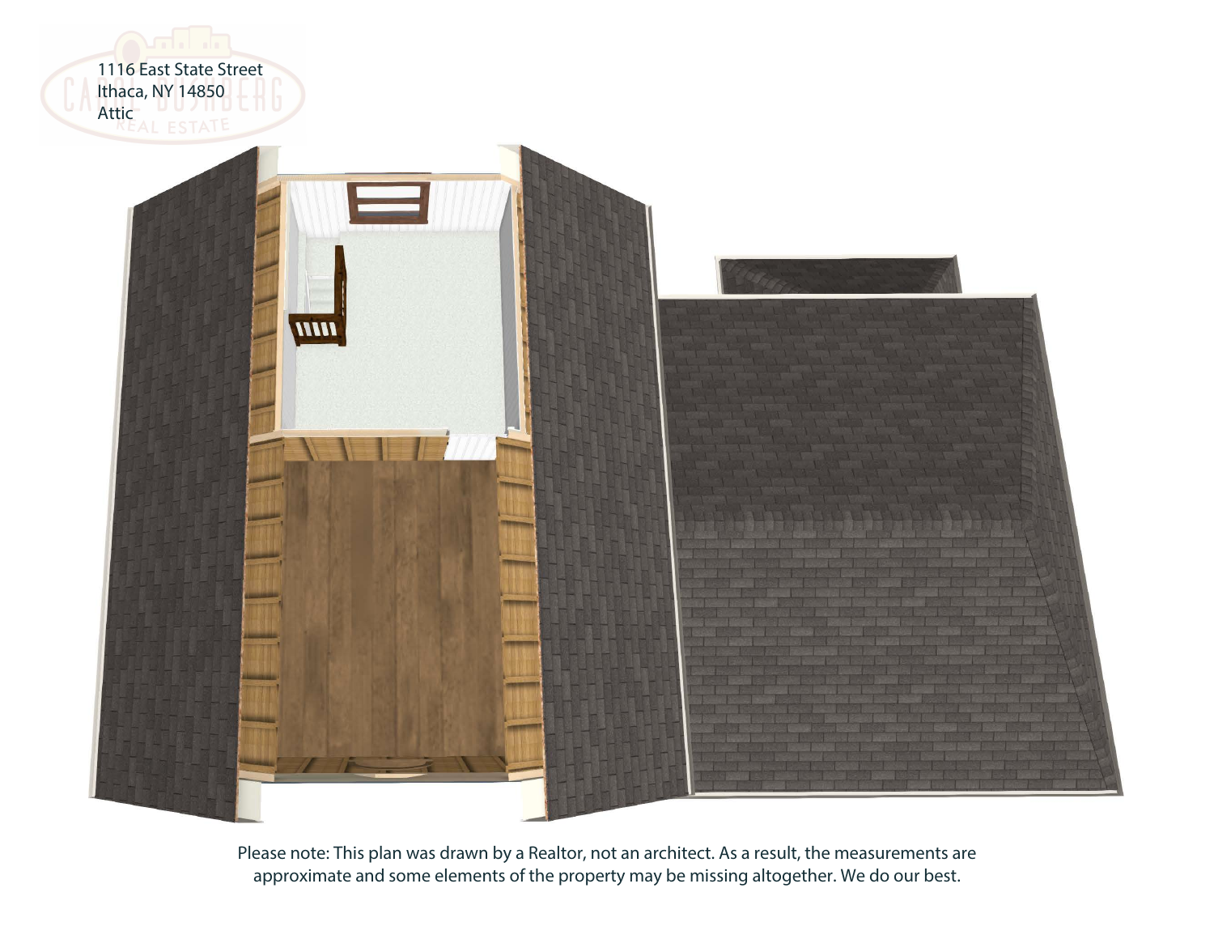1116 East State Street
Ithaca, NY 14850
Attic

Please note: This plan was drawn by a Realtor, not an architect. As a result, the measurements are approximate and some elements of the property may be missing altogether. We do our best.